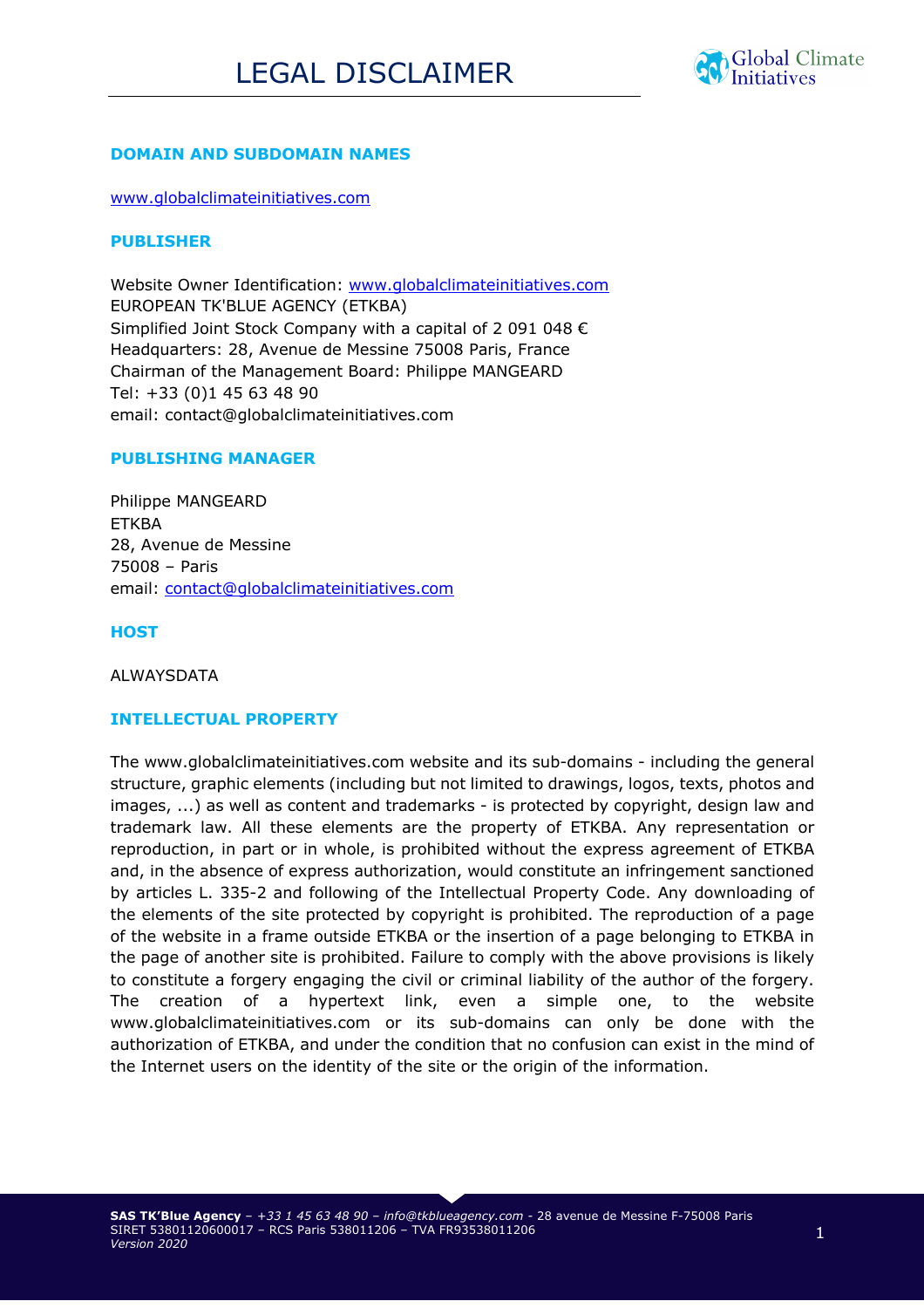# LEGAL DISCLAIMER

## DOMAIN AND SUBDOMAIN NAMES

www.globalclimateinitiatives.com

## PUBLISHER

Website Owner Identification: www.globalclimateinitiatives.com
EUROPEAN TK'BLUE AGENCY (ETKBA)
Simplified Joint Stock Company with a capital of 2 091 048 €
Headquarters: 28, Avenue de Messine 75008 Paris, France
Chairman of the Management Board: Philippe MANGEARD
Tel: +33 (0)1 45 63 48 90
email: contact@globalclimateinitiatives.com

## PUBLISHING MANAGER

Philippe MANGEARD
ETKBA
28, Avenue de Messine
75008 – Paris
email: contact@globalclimateinitiatives.com

## HOST

ALWAYSDATA

## INTELLECTUAL PROPERTY

The www.globalclimateinitiatives.com website and its sub-domains - including the general structure, graphic elements (including but not limited to drawings, logos, texts, photos and images, ...) as well as content and trademarks - is protected by copyright, design law and trademark law. All these elements are the property of ETKBA. Any representation or reproduction, in part or in whole, is prohibited without the express agreement of ETKBA and, in the absence of express authorization, would constitute an infringement sanctioned by articles L. 335-2 and following of the Intellectual Property Code. Any downloading of the elements of the site protected by copyright is prohibited. The reproduction of a page of the website in a frame outside ETKBA or the insertion of a page belonging to ETKBA in the page of another site is prohibited. Failure to comply with the above provisions is likely to constitute a forgery engaging the civil or criminal liability of the author of the forgery. The creation of a hypertext link, even a simple one, to the website www.globalclimateinitiatives.com or its sub-domains can only be done with the authorization of ETKBA, and under the condition that no confusion can exist in the mind of the Internet users on the identity of the site or the origin of the information.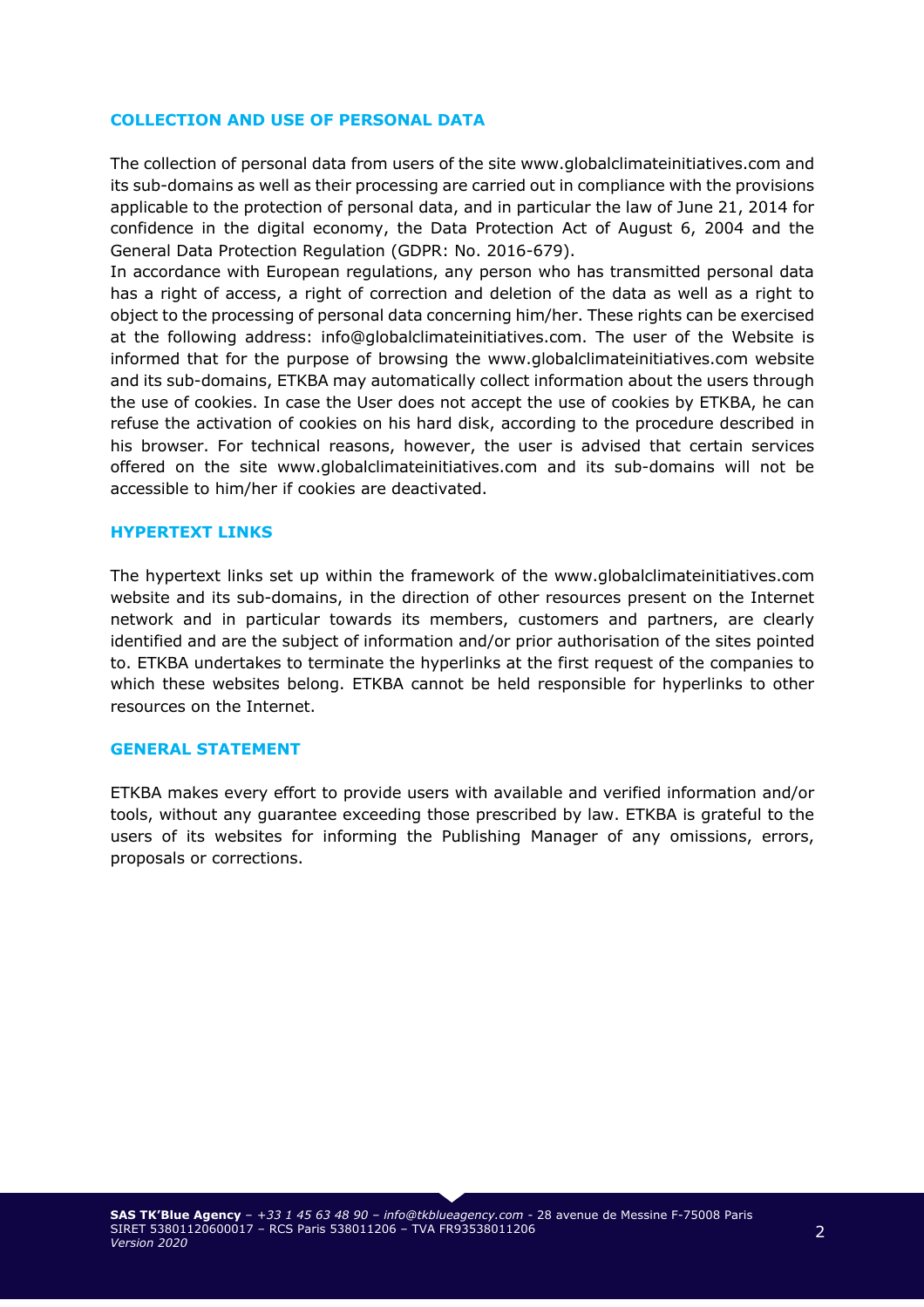## COLLECTION AND USE OF PERSONAL DATA

The collection of personal data from users of the site www.globalclimateinitiatives.com and its sub-domains as well as their processing are carried out in compliance with the provisions applicable to the protection of personal data, and in particular the law of June 21, 2014 for confidence in the digital economy, the Data Protection Act of August 6, 2004 and the General Data Protection Regulation (GDPR: No. 2016-679).
In accordance with European regulations, any person who has transmitted personal data has a right of access, a right of correction and deletion of the data as well as a right to object to the processing of personal data concerning him/her. These rights can be exercised at the following address: info@globalclimateinitiatives.com. The user of the Website is informed that for the purpose of browsing the www.globalclimateinitiatives.com website and its sub-domains, ETKBA may automatically collect information about the users through the use of cookies. In case the User does not accept the use of cookies by ETKBA, he can refuse the activation of cookies on his hard disk, according to the procedure described in his browser. For technical reasons, however, the user is advised that certain services offered on the site www.globalclimateinitiatives.com and its sub-domains will not be accessible to him/her if cookies are deactivated.

## HYPERTEXT LINKS

The hypertext links set up within the framework of the www.globalclimateinitiatives.com website and its sub-domains, in the direction of other resources present on the Internet network and in particular towards its members, customers and partners, are clearly identified and are the subject of information and/or prior authorisation of the sites pointed to. ETKBA undertakes to terminate the hyperlinks at the first request of the companies to which these websites belong. ETKBA cannot be held responsible for hyperlinks to other resources on the Internet.

## GENERAL STATEMENT

ETKBA makes every effort to provide users with available and verified information and/or tools, without any guarantee exceeding those prescribed by law. ETKBA is grateful to the users of its websites for informing the Publishing Manager of any omissions, errors, proposals or corrections.